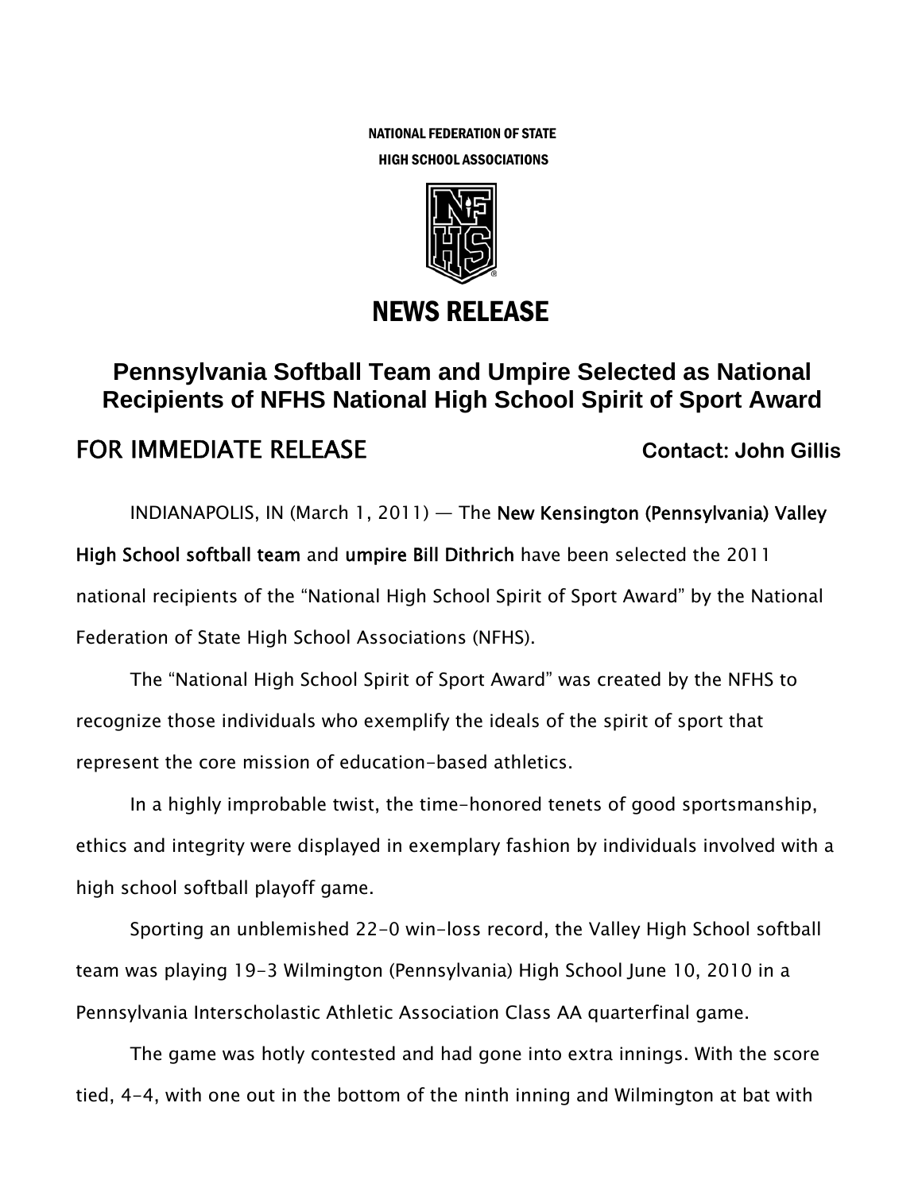NATIONAL FEDERATION OF STATE HIGH SCHOOL ASSOCIATIONS

# NEWS RELEASE

## Pennsylvania Softball Team and Umpire Selected as National Recipients of NFHS National High School Spirit of Sport Award

FOR IMMEDIATE RELEASE **Contact: John Gillis**

INDIANAPOLIS, IN (March 1, 2011) — The **New Kensington (Pennsylvania) Valley High School softball team** and **umpire Bill Dithrich** have been selected the 2011 national recipients of the “National High School Spirit of Sport Award” by the National Federation of State High School Associations (NFHS).

The “National High School Spirit of Sport Award” was created by the NFHS to recognize those individuals who exemplify the ideals of the spirit of sport that represent the core mission of education-based athletics.

In a highly improbable twist, the time-honored tenets of good sportsmanship, ethics and integrity were displayed in exemplary fashion by individuals involved with a high school softball playoff game.

Sporting an unblemished 22-0 win-loss record, the Valley High School softball team was playing 19-3 Wilmington (Pennsylvania) High School June 10, 2010 in a Pennsylvania Interscholastic Athletic Association Class AA quarterfinal game.

The game was hotly contested and had gone into extra innings. With the score tied, 4-4, with one out in the bottom of the ninth inning and Wilmington at bat with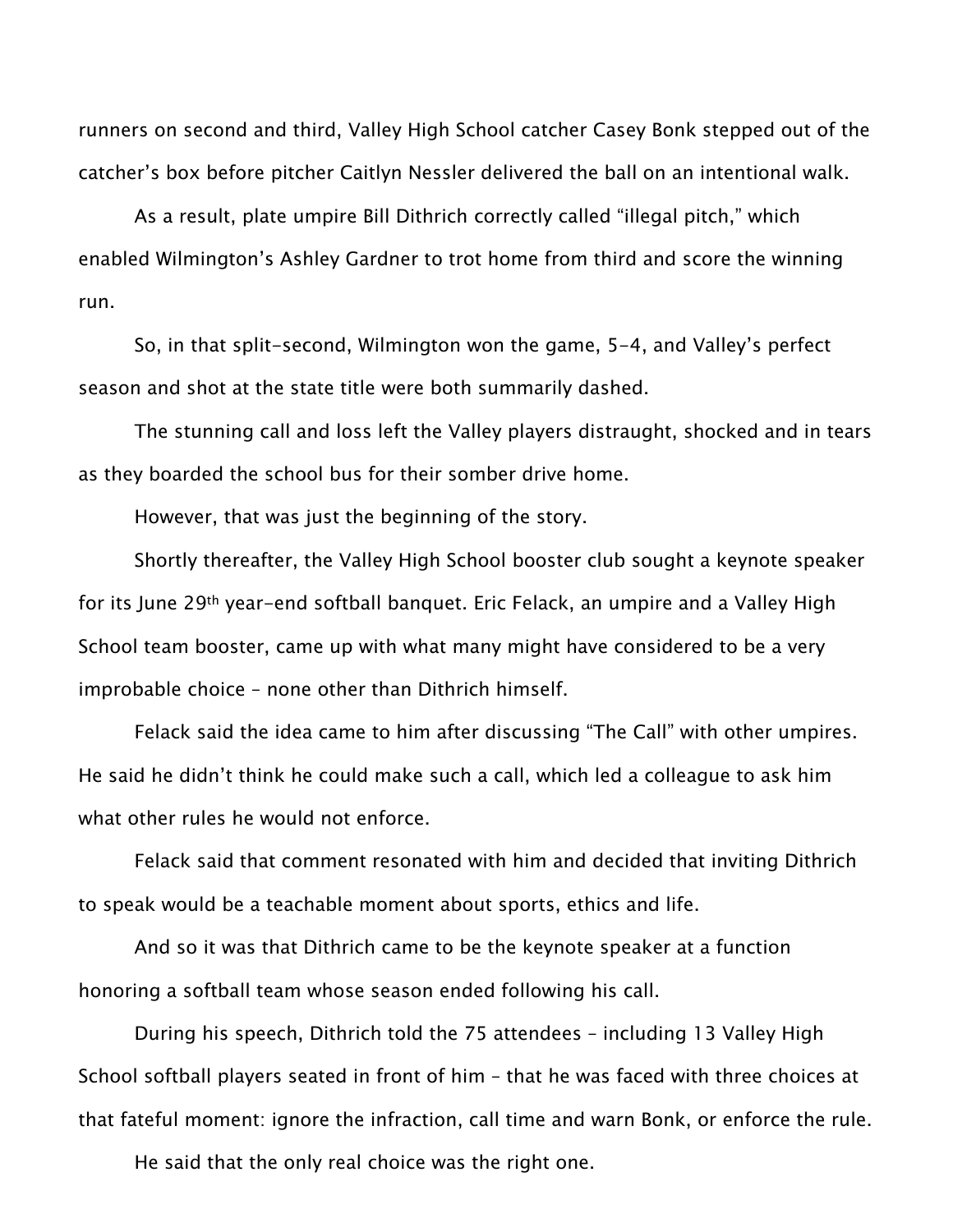runners on second and third, Valley High School catcher Casey Bonk stepped out of the catcher's box before pitcher Caitlyn Nessler delivered the ball on an intentional walk.

As a result, plate umpire Bill Dithrich correctly called "illegal pitch," which enabled Wilmington's Ashley Gardner to trot home from third and score the winning run.

So, in that split-second, Wilmington won the game, 5-4, and Valley's perfect season and shot at the state title were both summarily dashed.

The stunning call and loss left the Valley players distraught, shocked and in tears as they boarded the school bus for their somber drive home.

However, that was just the beginning of the story.

Shortly thereafter, the Valley High School booster club sought a keynote speaker for its June 29th year-end softball banquet. Eric Felack, an umpire and a Valley High School team booster, came up with what many might have considered to be a very improbable choice – none other than Dithrich himself.

Felack said the idea came to him after discussing "The Call" with other umpires. He said he didn't think he could make such a call, which led a colleague to ask him what other rules he would not enforce.

Felack said that comment resonated with him and decided that inviting Dithrich to speak would be a teachable moment about sports, ethics and life.

And so it was that Dithrich came to be the keynote speaker at a function honoring a softball team whose season ended following his call.

During his speech, Dithrich told the 75 attendees – including 13 Valley High School softball players seated in front of him – that he was faced with three choices at that fateful moment: ignore the infraction, call time and warn Bonk, or enforce the rule.

He said that the only real choice was the right one.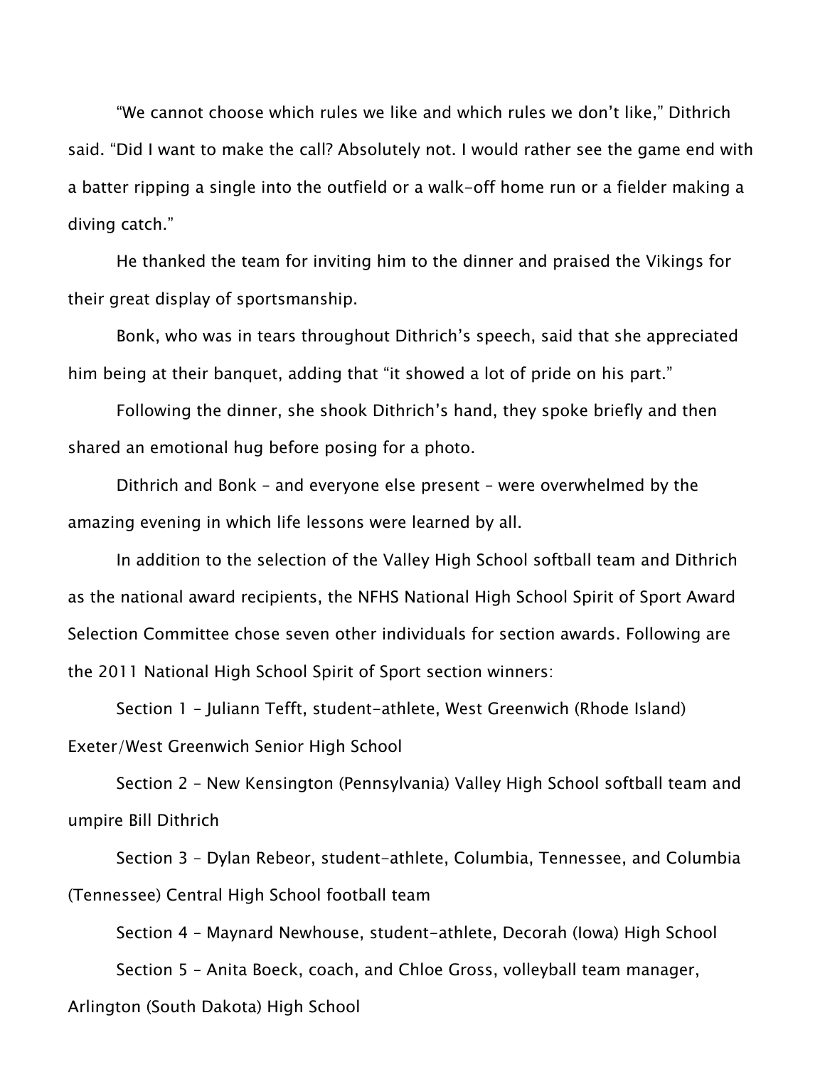"We cannot choose which rules we like and which rules we don't like," Dithrich said. "Did I want to make the call? Absolutely not. I would rather see the game end with a batter ripping a single into the outfield or a walk-off home run or a fielder making a diving catch."

He thanked the team for inviting him to the dinner and praised the Vikings for their great display of sportsmanship.

Bonk, who was in tears throughout Dithrich's speech, said that she appreciated him being at their banquet, adding that "it showed a lot of pride on his part."

Following the dinner, she shook Dithrich's hand, they spoke briefly and then shared an emotional hug before posing for a photo.

Dithrich and Bonk – and everyone else present – were overwhelmed by the amazing evening in which life lessons were learned by all.

In addition to the selection of the Valley High School softball team and Dithrich as the national award recipients, the NFHS National High School Spirit of Sport Award Selection Committee chose seven other individuals for section awards. Following are the 2011 National High School Spirit of Sport section winners:

Section 1 – Juliann Tefft, student-athlete, West Greenwich (Rhode Island) Exeter/West Greenwich Senior High School

Section 2 – New Kensington (Pennsylvania) Valley High School softball team and umpire Bill Dithrich

Section 3 – Dylan Rebeor, student-athlete, Columbia, Tennessee, and Columbia (Tennessee) Central High School football team

Section 4 – Maynard Newhouse, student-athlete, Decorah (Iowa) High School

Section 5 – Anita Boeck, coach, and Chloe Gross, volleyball team manager, Arlington (South Dakota) High School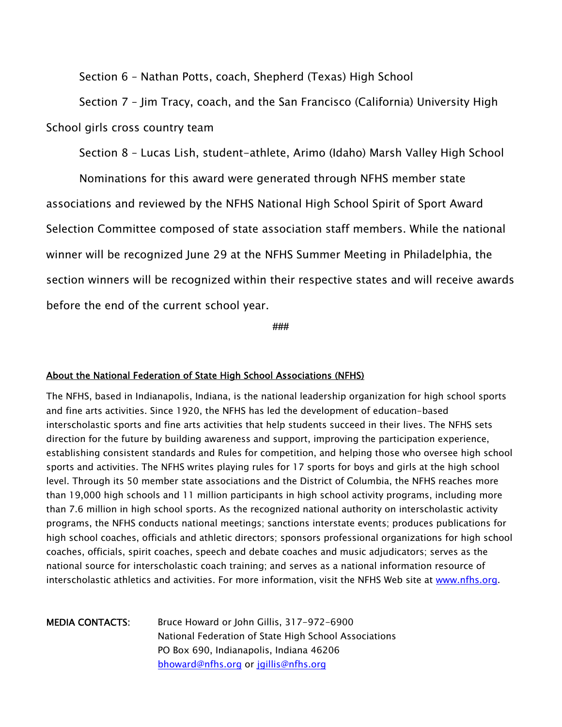Section 6 – Nathan Potts, coach, Shepherd (Texas) High School

Section 7 – Jim Tracy, coach, and the San Francisco (California) University High School girls cross country team

Section 8 – Lucas Lish, student-athlete, Arimo (Idaho) Marsh Valley High School

Nominations for this award were generated through NFHS member state associations and reviewed by the NFHS National High School Spirit of Sport Award Selection Committee composed of state association staff members. While the national winner will be recognized June 29 at the NFHS Summer Meeting in Philadelphia, the section winners will be recognized within their respective states and will receive awards before the end of the current school year.

###

**About the National Federation of State High School Associations (NFHS)**

The NFHS, based in Indianapolis, Indiana, is the national leadership organization for high school sports and fine arts activities. Since 1920, the NFHS has led the development of education-based interscholastic sports and fine arts activities that help students succeed in their lives. The NFHS sets direction for the future by building awareness and support, improving the participation experience, establishing consistent standards and Rules for competition, and helping those who oversee high school sports and activities. The NFHS writes playing rules for 17 sports for boys and girls at the high school level. Through its 50 member state associations and the District of Columbia, the NFHS reaches more than 19,000 high schools and 11 million participants in high school activity programs, including more than 7.6 million in high school sports. As the recognized national authority on interscholastic activity programs, the NFHS conducts national meetings; sanctions interstate events; produces publications for high school coaches, officials and athletic directors; sponsors professional organizations for high school coaches, officials, spirit coaches, speech and debate coaches and music adjudicators; serves as the national source for interscholastic coach training; and serves as a national information resource of interscholastic athletics and activities. For more information, visit the NFHS Web site at www.nfhs.org.

**MEDIA CONTACTS**: Bruce Howard or John Gillis, 317-972-6900
National Federation of State High School Associations
PO Box 690, Indianapolis, Indiana 46206
bhoward@nfhs.org or jgillis@nfhs.org